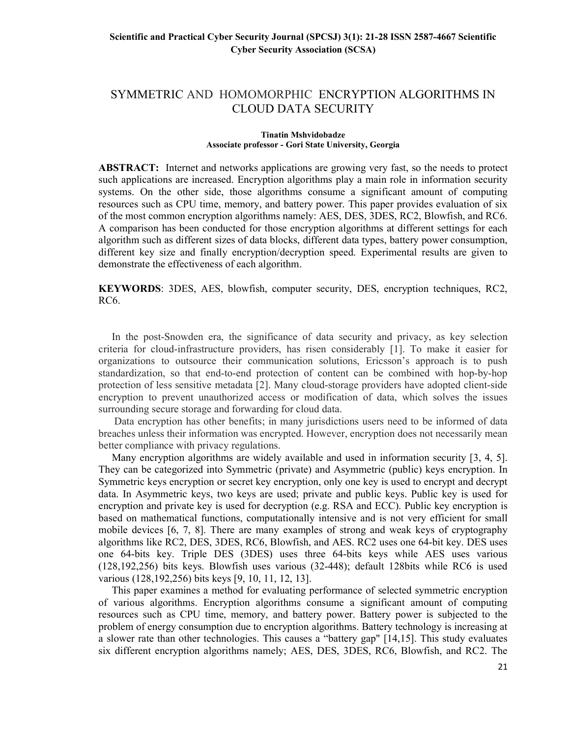# SYMMETRIC AND HOMOMORPHIC ENCRYPTION ALGORITHMS IN CLOUD DATA SECURITY

**Tinatin Mshvidobadze**
**Associate professor - Gori State University, Georgia**

**ABSTRACT:** Internet and networks applications are growing very fast, so the needs to protect such applications are increased. Encryption algorithms play a main role in information security systems. On the other side, those algorithms consume a significant amount of computing resources such as CPU time, memory, and battery power. This paper provides evaluation of six of the most common encryption algorithms namely: AES, DES, 3DES, RC2, Blowfish, and RC6. A comparison has been conducted for those encryption algorithms at different settings for each algorithm such as different sizes of data blocks, different data types, battery power consumption, different key size and finally encryption/decryption speed. Experimental results are given to demonstrate the effectiveness of each algorithm.

**KEYWORDS**: 3DES, AES, blowfish, computer security, DES, encryption techniques, RC2, RC6.

In the post-Snowden era, the significance of data security and privacy, as key selection criteria for cloud-infrastructure providers, has risen considerably [1]. To make it easier for organizations to outsource their communication solutions, Ericsson's approach is to push standardization, so that end-to-end protection of content can be combined with hop-by-hop protection of less sensitive metadata [2]. Many cloud-storage providers have adopted client-side encryption to prevent unauthorized access or modification of data, which solves the issues surrounding secure storage and forwarding for cloud data.

Data encryption has other benefits; in many jurisdictions users need to be informed of data breaches unless their information was encrypted. However, encryption does not necessarily mean better compliance with privacy regulations.

Many encryption algorithms are widely available and used in information security [3, 4, 5]. They can be categorized into Symmetric (private) and Asymmetric (public) keys encryption. In Symmetric keys encryption or secret key encryption, only one key is used to encrypt and decrypt data. In Asymmetric keys, two keys are used; private and public keys. Public key is used for encryption and private key is used for decryption (e.g. RSA and ECC). Public key encryption is based on mathematical functions, computationally intensive and is not very efficient for small mobile devices [6, 7, 8]. There are many examples of strong and weak keys of cryptography algorithms like RC2, DES, 3DES, RC6, Blowfish, and AES. RC2 uses one 64-bit key. DES uses one 64-bits key. Triple DES (3DES) uses three 64-bits keys while AES uses various (128,192,256) bits keys. Blowfish uses various (32-448); default 128bits while RC6 is used various (128,192,256) bits keys [9, 10, 11, 12, 13].

This paper examines a method for evaluating performance of selected symmetric encryption of various algorithms. Encryption algorithms consume a significant amount of computing resources such as CPU time, memory, and battery power. Battery power is subjected to the problem of energy consumption due to encryption algorithms. Battery technology is increasing at a slower rate than other technologies. This causes a "battery gap" [14,15]. This study evaluates six different encryption algorithms namely; AES, DES, 3DES, RC6, Blowfish, and RC2. The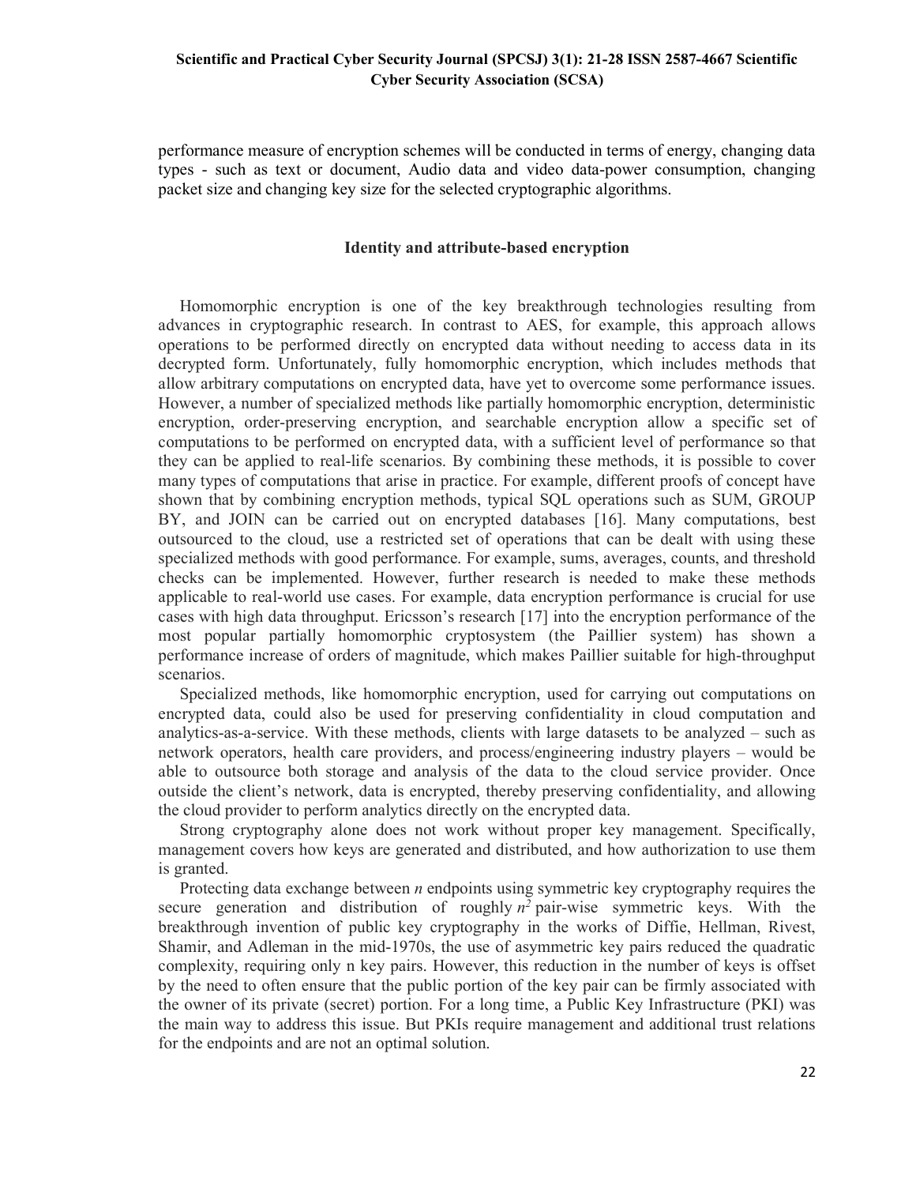performance measure of encryption schemes will be conducted in terms of energy, changing data types - such as text or document, Audio data and video data-power consumption, changing packet size and changing key size for the selected cryptographic algorithms.

## Identity and attribute-based encryption

Homomorphic encryption is one of the key breakthrough technologies resulting from advances in cryptographic research. In contrast to AES, for example, this approach allows operations to be performed directly on encrypted data without needing to access data in its decrypted form. Unfortunately, fully homomorphic encryption, which includes methods that allow arbitrary computations on encrypted data, have yet to overcome some performance issues. However, a number of specialized methods like partially homomorphic encryption, deterministic encryption, order-preserving encryption, and searchable encryption allow a specific set of computations to be performed on encrypted data, with a sufficient level of performance so that they can be applied to real-life scenarios. By combining these methods, it is possible to cover many types of computations that arise in practice. For example, different proofs of concept have shown that by combining encryption methods, typical SQL operations such as SUM, GROUP BY, and JOIN can be carried out on encrypted databases [16]. Many computations, best outsourced to the cloud, use a restricted set of operations that can be dealt with using these specialized methods with good performance. For example, sums, averages, counts, and threshold checks can be implemented. However, further research is needed to make these methods applicable to real-world use cases. For example, data encryption performance is crucial for use cases with high data throughput. Ericsson's research [17] into the encryption performance of the most popular partially homomorphic cryptosystem (the Paillier system) has shown a performance increase of orders of magnitude, which makes Paillier suitable for high-throughput scenarios.

Specialized methods, like homomorphic encryption, used for carrying out computations on encrypted data, could also be used for preserving confidentiality in cloud computation and analytics-as-a-service. With these methods, clients with large datasets to be analyzed – such as network operators, health care providers, and process/engineering industry players – would be able to outsource both storage and analysis of the data to the cloud service provider. Once outside the client's network, data is encrypted, thereby preserving confidentiality, and allowing the cloud provider to perform analytics directly on the encrypted data.

Strong cryptography alone does not work without proper key management. Specifically, management covers how keys are generated and distributed, and how authorization to use them is granted.

Protecting data exchange between $n$ endpoints using symmetric key cryptography requires the secure generation and distribution of roughly $n^2$ pair-wise symmetric keys. With the breakthrough invention of public key cryptography in the works of Diffie, Hellman, Rivest, Shamir, and Adleman in the mid-1970s, the use of asymmetric key pairs reduced the quadratic complexity, requiring only n key pairs. However, this reduction in the number of keys is offset by the need to often ensure that the public portion of the key pair can be firmly associated with the owner of its private (secret) portion. For a long time, a Public Key Infrastructure (PKI) was the main way to address this issue. But PKIs require management and additional trust relations for the endpoints and are not an optimal solution.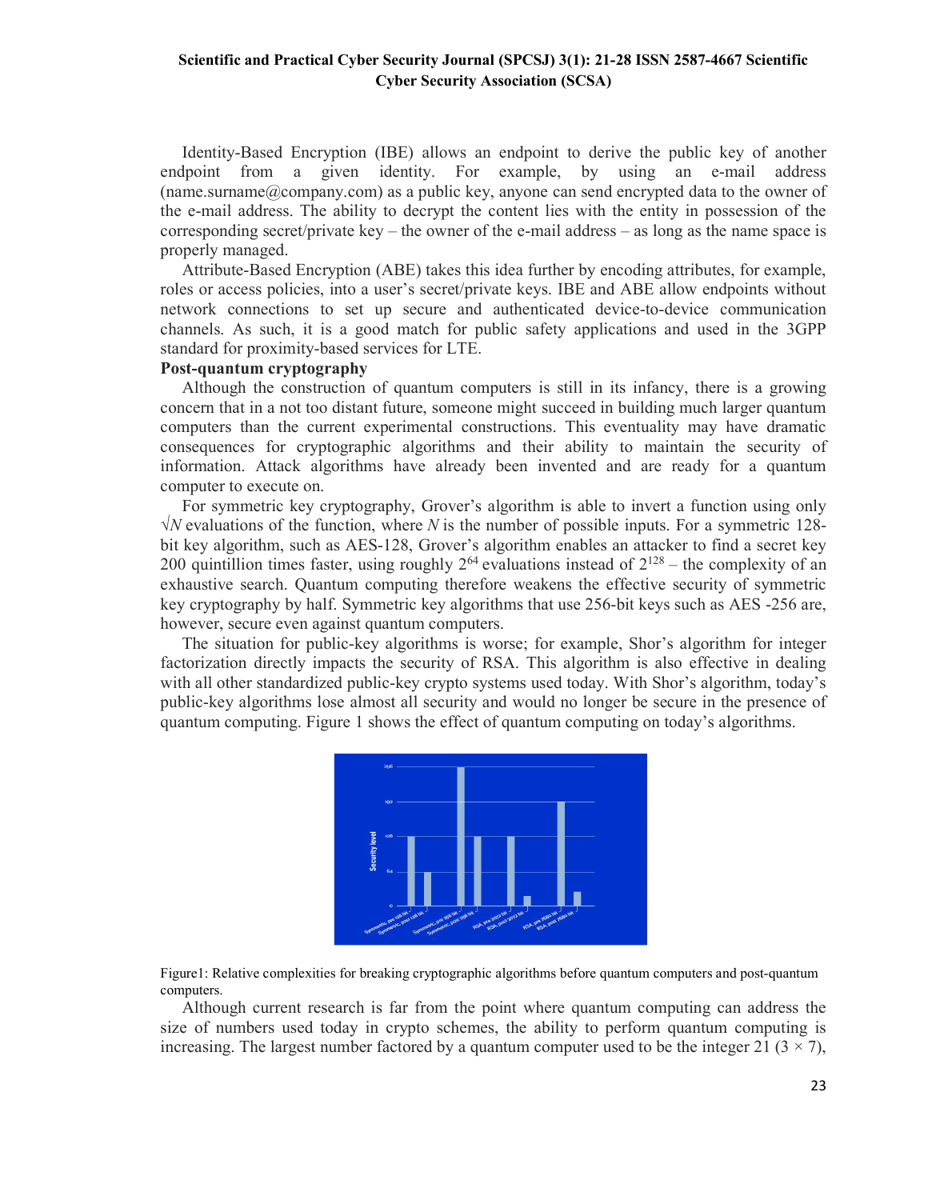Identity-Based Encryption (IBE) allows an endpoint to derive the public key of another endpoint from a given identity. For example, by using an e-mail address (name.surname@company.com) as a public key, anyone can send encrypted data to the owner of the e-mail address. The ability to decrypt the content lies with the entity in possession of the corresponding secret/private key – the owner of the e-mail address – as long as the name space is properly managed.

Attribute-Based Encryption (ABE) takes this idea further by encoding attributes, for example, roles or access policies, into a user's secret/private keys. IBE and ABE allow endpoints without network connections to set up secure and authenticated device-to-device communication channels. As such, it is a good match for public safety applications and used in the 3GPP standard for proximity-based services for LTE.

**Post-quantum cryptography**

Although the construction of quantum computers is still in its infancy, there is a growing concern that in a not too distant future, someone might succeed in building much larger quantum computers than the current experimental constructions. This eventuality may have dramatic consequences for cryptographic algorithms and their ability to maintain the security of information. Attack algorithms have already been invented and are ready for a quantum computer to execute on.

For symmetric key cryptography, Grover's algorithm is able to invert a function using only $\sqrt{N}$ evaluations of the function, where $N$ is the number of possible inputs. For a symmetric 128-bit key algorithm, such as AES-128, Grover's algorithm enables an attacker to find a secret key 200 quintillion times faster, using roughly $2^{64}$ evaluations instead of $2^{128}$ – the complexity of an exhaustive search. Quantum computing therefore weakens the effective security of symmetric key cryptography by half. Symmetric key algorithms that use 256-bit keys such as AES -256 are, however, secure even against quantum computers.

The situation for public-key algorithms is worse; for example, Shor's algorithm for integer factorization directly impacts the security of RSA. This algorithm is also effective in dealing with all other standardized public-key crypto systems used today. With Shor's algorithm, today's public-key algorithms lose almost all security and would no longer be secure in the presence of quantum computing. Figure 1 shows the effect of quantum computing on today's algorithms.

Figure1: Relative complexities for breaking cryptographic algorithms before quantum computers and post-quantum computers.

Although current research is far from the point where quantum computing can address the size of numbers used today in crypto schemes, the ability to perform quantum computing is increasing. The largest number factored by a quantum computer used to be the integer 21 (3 × 7),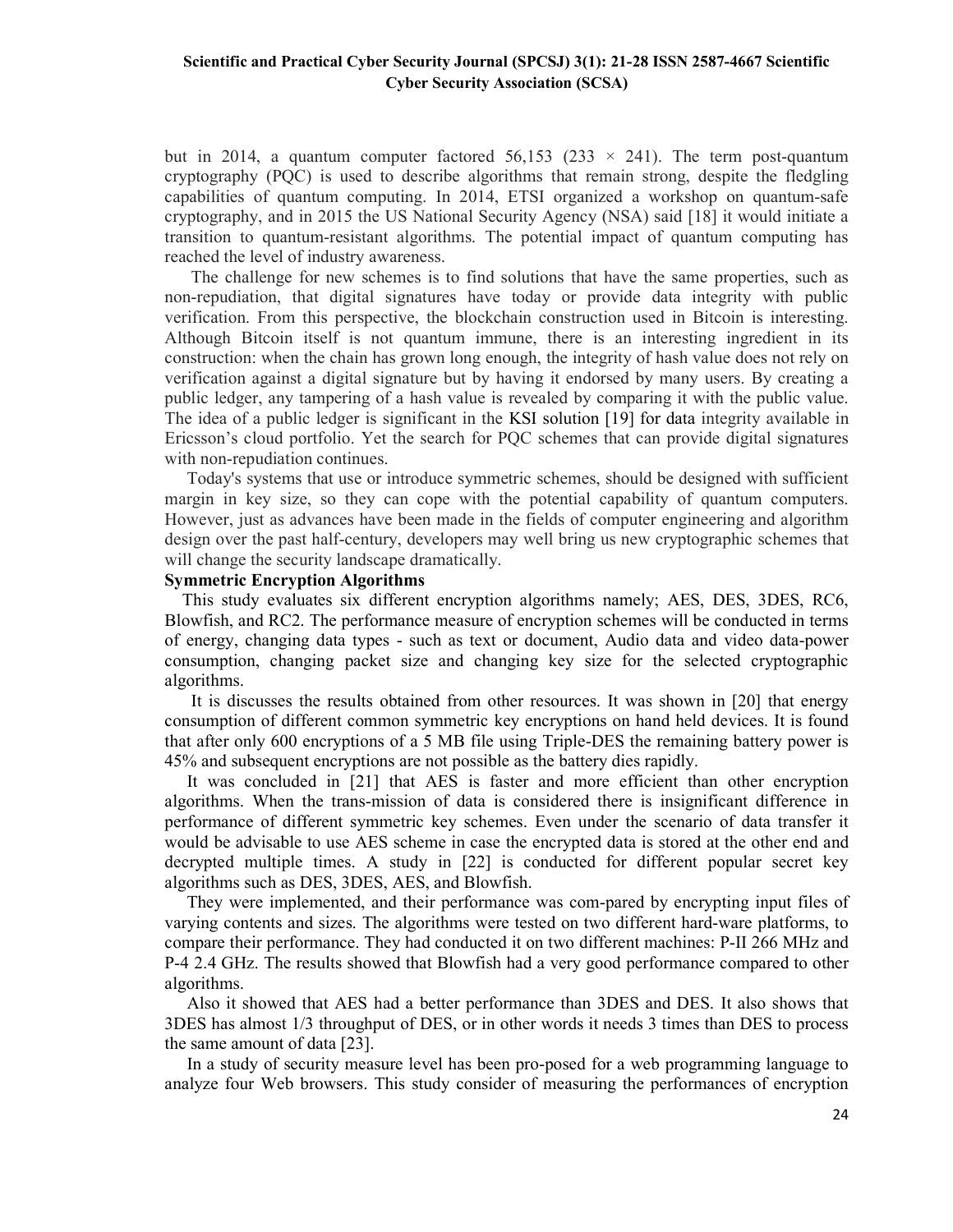but in 2014, a quantum computer factored 56,153 (233 × 241). The term post-quantum cryptography (PQC) is used to describe algorithms that remain strong, despite the fledgling capabilities of quantum computing. In 2014, ETSI organized a workshop on quantum-safe cryptography, and in 2015 the US National Security Agency (NSA) said [18] it would initiate a transition to quantum-resistant algorithms. The potential impact of quantum computing has reached the level of industry awareness.

The challenge for new schemes is to find solutions that have the same properties, such as non-repudiation, that digital signatures have today or provide data integrity with public verification. From this perspective, the blockchain construction used in Bitcoin is interesting. Although Bitcoin itself is not quantum immune, there is an interesting ingredient in its construction: when the chain has grown long enough, the integrity of hash value does not rely on verification against a digital signature but by having it endorsed by many users. By creating a public ledger, any tampering of a hash value is revealed by comparing it with the public value. The idea of a public ledger is significant in the KSI solution [19] for data integrity available in Ericsson's cloud portfolio. Yet the search for PQC schemes that can provide digital signatures with non-repudiation continues.

Today's systems that use or introduce symmetric schemes, should be designed with sufficient margin in key size, so they can cope with the potential capability of quantum computers. However, just as advances have been made in the fields of computer engineering and algorithm design over the past half-century, developers may well bring us new cryptographic schemes that will change the security landscape dramatically.

**Symmetric Encryption Algorithms**

This study evaluates six different encryption algorithms namely; AES, DES, 3DES, RC6, Blowfish, and RC2. The performance measure of encryption schemes will be conducted in terms of energy, changing data types - such as text or document, Audio data and video data-power consumption, changing packet size and changing key size for the selected cryptographic algorithms.

It is discusses the results obtained from other resources. It was shown in [20] that energy consumption of different common symmetric key encryptions on hand held devices. It is found that after only 600 encryptions of a 5 MB file using Triple-DES the remaining battery power is 45% and subsequent encryptions are not possible as the battery dies rapidly.

It was concluded in [21] that AES is faster and more efficient than other encryption algorithms. When the trans-mission of data is considered there is insignificant difference in performance of different symmetric key schemes. Even under the scenario of data transfer it would be advisable to use AES scheme in case the encrypted data is stored at the other end and decrypted multiple times. A study in [22] is conducted for different popular secret key algorithms such as DES, 3DES, AES, and Blowfish.

They were implemented, and their performance was com-pared by encrypting input files of varying contents and sizes. The algorithms were tested on two different hard-ware platforms, to compare their performance. They had conducted it on two different machines: P-II 266 MHz and P-4 2.4 GHz. The results showed that Blowfish had a very good performance compared to other algorithms.

Also it showed that AES had a better performance than 3DES and DES. It also shows that 3DES has almost 1/3 throughput of DES, or in other words it needs 3 times than DES to process the same amount of data [23].

In a study of security measure level has been pro-posed for a web programming language to analyze four Web browsers. This study consider of measuring the performances of encryption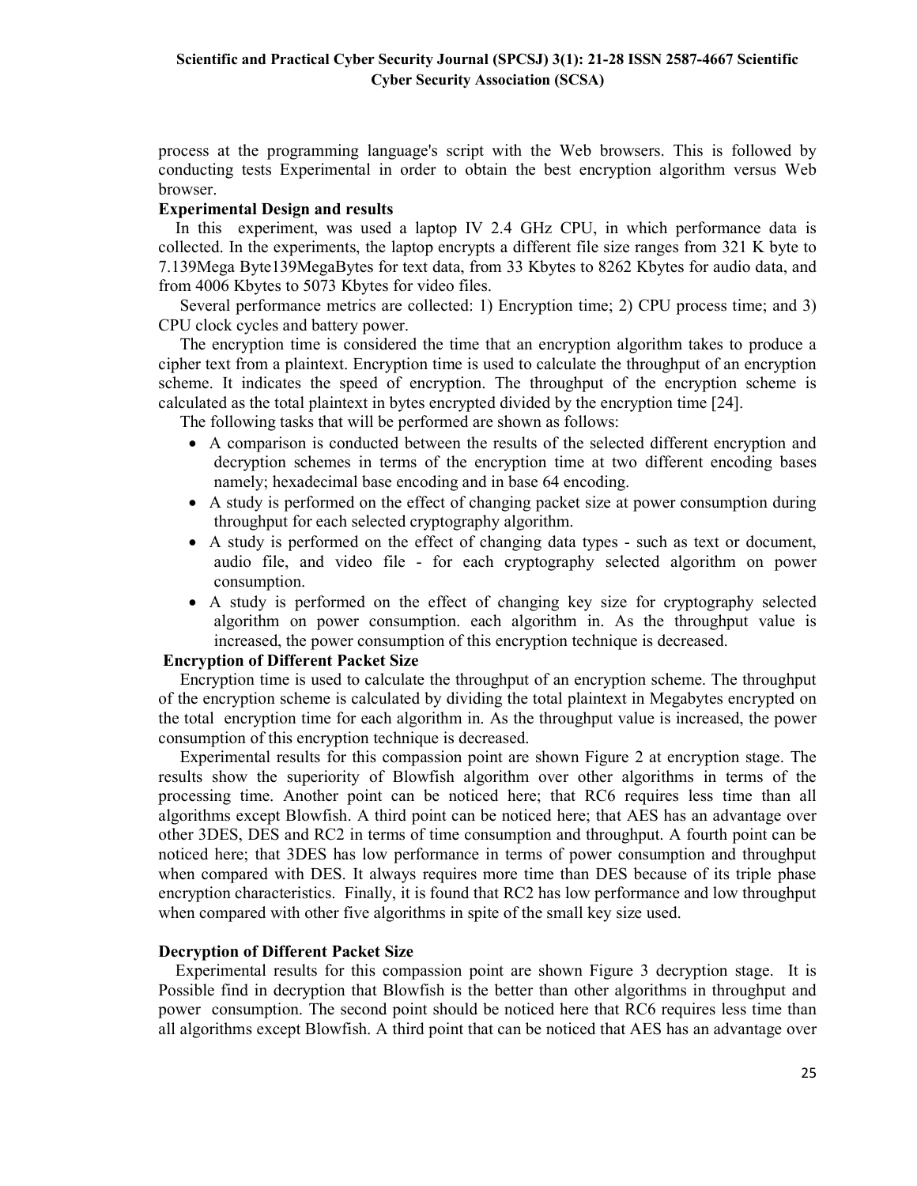process at the programming language's script with the Web browsers. This is followed by conducting tests Experimental in order to obtain the best encryption algorithm versus Web browser.

### Experimental Design and results

In this experiment, was used a laptop IV 2.4 GHz CPU, in which performance data is collected. In the experiments, the laptop encrypts a different file size ranges from 321 K byte to 7.139Mega Byte139MegaBytes for text data, from 33 Kbytes to 8262 Kbytes for audio data, and from 4006 Kbytes to 5073 Kbytes for video files.

Several performance metrics are collected: 1) Encryption time; 2) CPU process time; and 3) CPU clock cycles and battery power.

The encryption time is considered the time that an encryption algorithm takes to produce a cipher text from a plaintext. Encryption time is used to calculate the throughput of an encryption scheme. It indicates the speed of encryption. The throughput of the encryption scheme is calculated as the total plaintext in bytes encrypted divided by the encryption time [24].

The following tasks that will be performed are shown as follows:

- A comparison is conducted between the results of the selected different encryption and decryption schemes in terms of the encryption time at two different encoding bases namely; hexadecimal base encoding and in base 64 encoding.
- A study is performed on the effect of changing packet size at power consumption during throughput for each selected cryptography algorithm.
- A study is performed on the effect of changing data types - such as text or document, audio file, and video file - for each cryptography selected algorithm on power consumption.
- A study is performed on the effect of changing key size for cryptography selected algorithm on power consumption. each algorithm in. As the throughput value is increased, the power consumption of this encryption technique is decreased.

### Encryption of Different Packet Size

Encryption time is used to calculate the throughput of an encryption scheme. The throughput of the encryption scheme is calculated by dividing the total plaintext in Megabytes encrypted on the total encryption time for each algorithm in. As the throughput value is increased, the power consumption of this encryption technique is decreased.

Experimental results for this compassion point are shown Figure 2 at encryption stage. The results show the superiority of Blowfish algorithm over other algorithms in terms of the processing time. Another point can be noticed here; that RC6 requires less time than all algorithms except Blowfish. A third point can be noticed here; that AES has an advantage over other 3DES, DES and RC2 in terms of time consumption and throughput. A fourth point can be noticed here; that 3DES has low performance in terms of power consumption and throughput when compared with DES. It always requires more time than DES because of its triple phase encryption characteristics. Finally, it is found that RC2 has low performance and low throughput when compared with other five algorithms in spite of the small key size used.

### Decryption of Different Packet Size

Experimental results for this compassion point are shown Figure 3 decryption stage. It is Possible find in decryption that Blowfish is the better than other algorithms in throughput and power consumption. The second point should be noticed here that RC6 requires less time than all algorithms except Blowfish. A third point that can be noticed that AES has an advantage over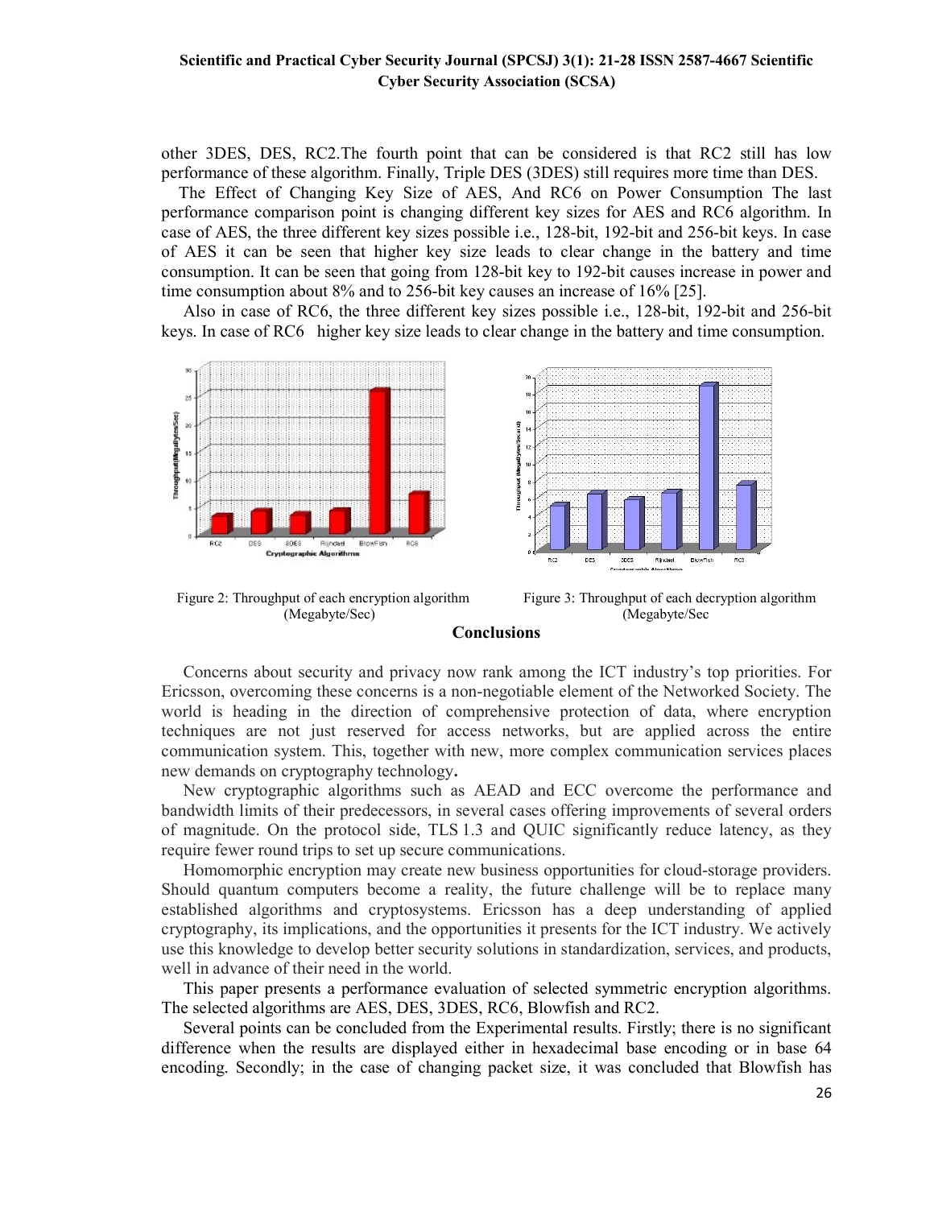other 3DES, DES, RC2.The fourth point that can be considered is that RC2 still has low performance of these algorithm. Finally, Triple DES (3DES) still requires more time than DES.

The Effect of Changing Key Size of AES, And RC6 on Power Consumption The last performance comparison point is changing different key sizes for AES and RC6 algorithm. In case of AES, the three different key sizes possible i.e., 128-bit, 192-bit and 256-bit keys. In case of AES it can be seen that higher key size leads to clear change in the battery and time consumption. It can be seen that going from 128-bit key to 192-bit causes increase in power and time consumption about 8% and to 256-bit key causes an increase of 16% [25].

Also in case of RC6, the three different key sizes possible i.e., 128-bit, 192-bit and 256-bit keys. In case of RC6 higher key size leads to clear change in the battery and time consumption.

Figure 2: Throughput of each encryption algorithm (Megabyte/Sec)

Figure 3: Throughput of each decryption algorithm (Megabyte/Sec)

## Conclusions

Concerns about security and privacy now rank among the ICT industry's top priorities. For Ericsson, overcoming these concerns is a non-negotiable element of the Networked Society. The world is heading in the direction of comprehensive protection of data, where encryption techniques are not just reserved for access networks, but are applied across the entire communication system. This, together with new, more complex communication services places new demands on cryptography technology**.**

New cryptographic algorithms such as AEAD and ECC overcome the performance and bandwidth limits of their predecessors, in several cases offering improvements of several orders of magnitude. On the protocol side, TLS 1.3 and QUIC significantly reduce latency, as they require fewer round trips to set up secure communications.

Homomorphic encryption may create new business opportunities for cloud-storage providers. Should quantum computers become a reality, the future challenge will be to replace many established algorithms and cryptosystems. Ericsson has a deep understanding of applied cryptography, its implications, and the opportunities it presents for the ICT industry. We actively use this knowledge to develop better security solutions in standardization, services, and products, well in advance of their need in the world.

This paper presents a performance evaluation of selected symmetric encryption algorithms. The selected algorithms are AES, DES, 3DES, RC6, Blowfish and RC2.

Several points can be concluded from the Experimental results. Firstly; there is no significant difference when the results are displayed either in hexadecimal base encoding or in base 64 encoding. Secondly; in the case of changing packet size, it was concluded that Blowfish has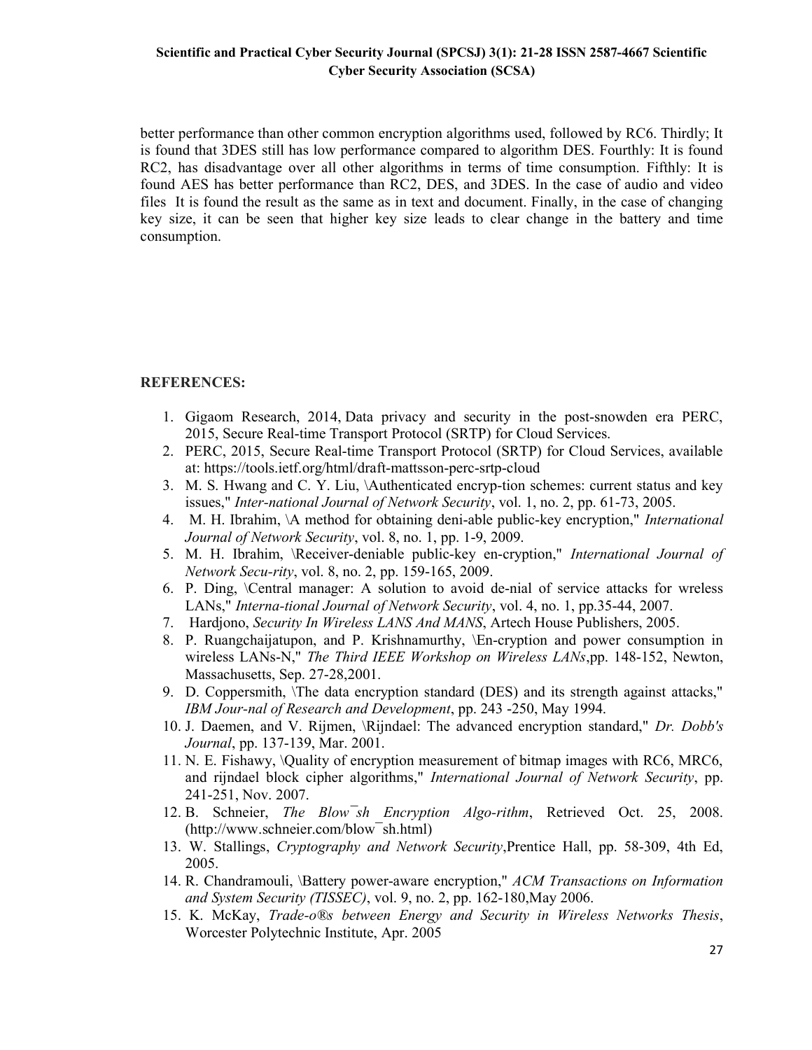better performance than other common encryption algorithms used, followed by RC6. Thirdly; It is found that 3DES still has low performance compared to algorithm DES. Fourthly: It is found RC2, has disadvantage over all other algorithms in terms of time consumption. Fifthly: It is found AES has better performance than RC2, DES, and 3DES. In the case of audio and video files It is found the result as the same as in text and document. Finally, in the case of changing key size, it can be seen that higher key size leads to clear change in the battery and time consumption.

## REFERENCES:

1. Gigaom Research, 2014, Data privacy and security in the post-snowden era PERC, 2015, Secure Real-time Transport Protocol (SRTP) for Cloud Services.
2. PERC, 2015, Secure Real-time Transport Protocol (SRTP) for Cloud Services, available at: https://tools.ietf.org/html/draft-mattsson-perc-srtp-cloud
3. M. S. Hwang and C. Y. Liu, \Authenticated encryp-tion schemes: current status and key issues," *Inter-national Journal of Network Security*, vol. 1, no. 2, pp. 61-73, 2005.
4. M. H. Ibrahim, \A method for obtaining deni-able public-key encryption," *International Journal of Network Security*, vol. 8, no. 1, pp. 1-9, 2009.
5. M. H. Ibrahim, \Receiver-deniable public-key en-cryption," *International Journal of Network Secu-rity*, vol. 8, no. 2, pp. 159-165, 2009.
6. P. Ding, \Central manager: A solution to avoid de-nial of service attacks for wreless LANs," *Interna-tional Journal of Network Security*, vol. 4, no. 1, pp.35-44, 2007.
7. Hardjono, *Security In Wireless LANS And MANS*, Artech House Publishers, 2005.
8. P. Ruangchaijatupon, and P. Krishnamurthy, \En-cryption and power consumption in wireless LANs-N," *The Third IEEE Workshop on Wireless LANs*,pp. 148-152, Newton, Massachusetts, Sep. 27-28,2001.
9. D. Coppersmith, \The data encryption standard (DES) and its strength against attacks," *IBM Jour-nal of Research and Development*, pp. 243 -250, May 1994.
10. J. Daemen, and V. Rijmen, \Rijndael: The advanced encryption standard," *Dr. Dobb's Journal*, pp. 137-139, Mar. 2001.
11. N. E. Fishawy, \Quality of encryption measurement of bitmap images with RC6, MRC6, and rijndael block cipher algorithms," *International Journal of Network Security*, pp. 241-251, Nov. 2007.
12. B. Schneier, *The Blow¯sh Encryption Algo-rithm*, Retrieved Oct. 25, 2008. (http://www.schneier.com/blow¯sh.html)
13. W. Stallings, *Cryptography and Network Security*,Prentice Hall, pp. 58-309, 4th Ed, 2005.
14. R. Chandramouli, \Battery power-aware encryption," *ACM Transactions on Information and System Security (TISSEC)*, vol. 9, no. 2, pp. 162-180,May 2006.
15. K. McKay, *Trade-o®s between Energy and Security in Wireless Networks Thesis*, Worcester Polytechnic Institute, Apr. 2005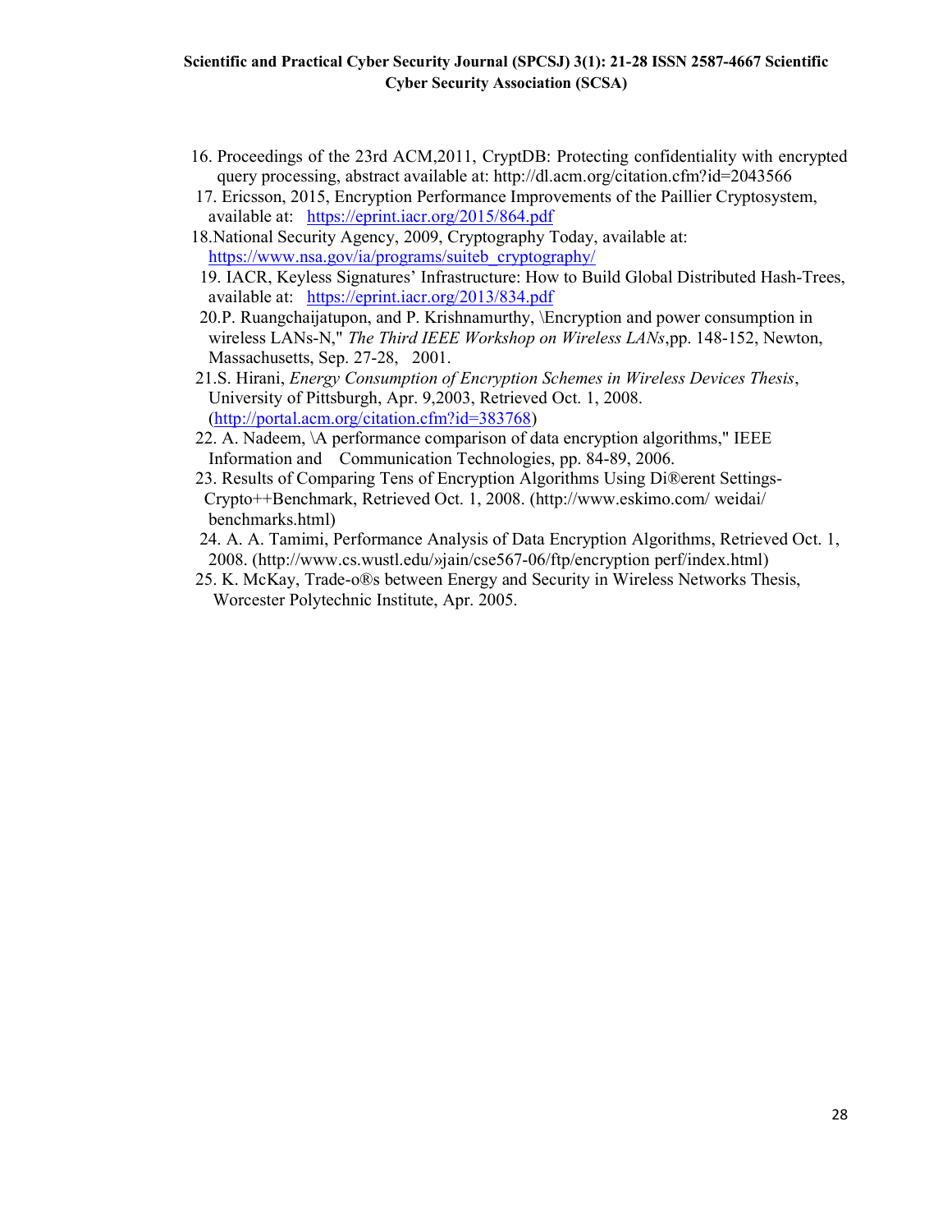16. Proceedings of the 23rd ACM,2011, CryptDB: Protecting confidentiality with encrypted query processing, abstract available at: http://dl.acm.org/citation.cfm?id=2043566
17. Ericsson, 2015, Encryption Performance Improvements of the Paillier Cryptosystem, available at: https://eprint.iacr.org/2015/864.pdf
18. National Security Agency, 2009, Cryptography Today, available at: https://www.nsa.gov/ia/programs/suiteb_cryptography/
19. IACR, Keyless Signatures' Infrastructure: How to Build Global Distributed Hash-Trees, available at: https://eprint.iacr.org/2013/834.pdf
20. P. Ruangchaijatupon, and P. Krishnamurthy, \Encryption and power consumption in wireless LANs-N," *The Third IEEE Workshop on Wireless LANs*,pp. 148-152, Newton, Massachusetts, Sep. 27-28, 2001.
21. S. Hirani, *Energy Consumption of Encryption Schemes in Wireless Devices Thesis*, University of Pittsburgh, Apr. 9,2003, Retrieved Oct. 1, 2008. (http://portal.acm.org/citation.cfm?id=383768)
22. A. Nadeem, \A performance comparison of data encryption algorithms," IEEE Information and Communication Technologies, pp. 84-89, 2006.
23. Results of Comparing Tens of Encryption Algorithms Using Di®erent Settings- Crypto++Benchmark, Retrieved Oct. 1, 2008. (http://www.eskimo.com/ weidai/ benchmarks.html)
24. A. A. Tamimi, Performance Analysis of Data Encryption Algorithms, Retrieved Oct. 1, 2008. (http://www.cs.wustl.edu/»jain/cse567-06/ftp/encryption perf/index.html)
25. K. McKay, Trade-o®s between Energy and Security in Wireless Networks Thesis, Worcester Polytechnic Institute, Apr. 2005.